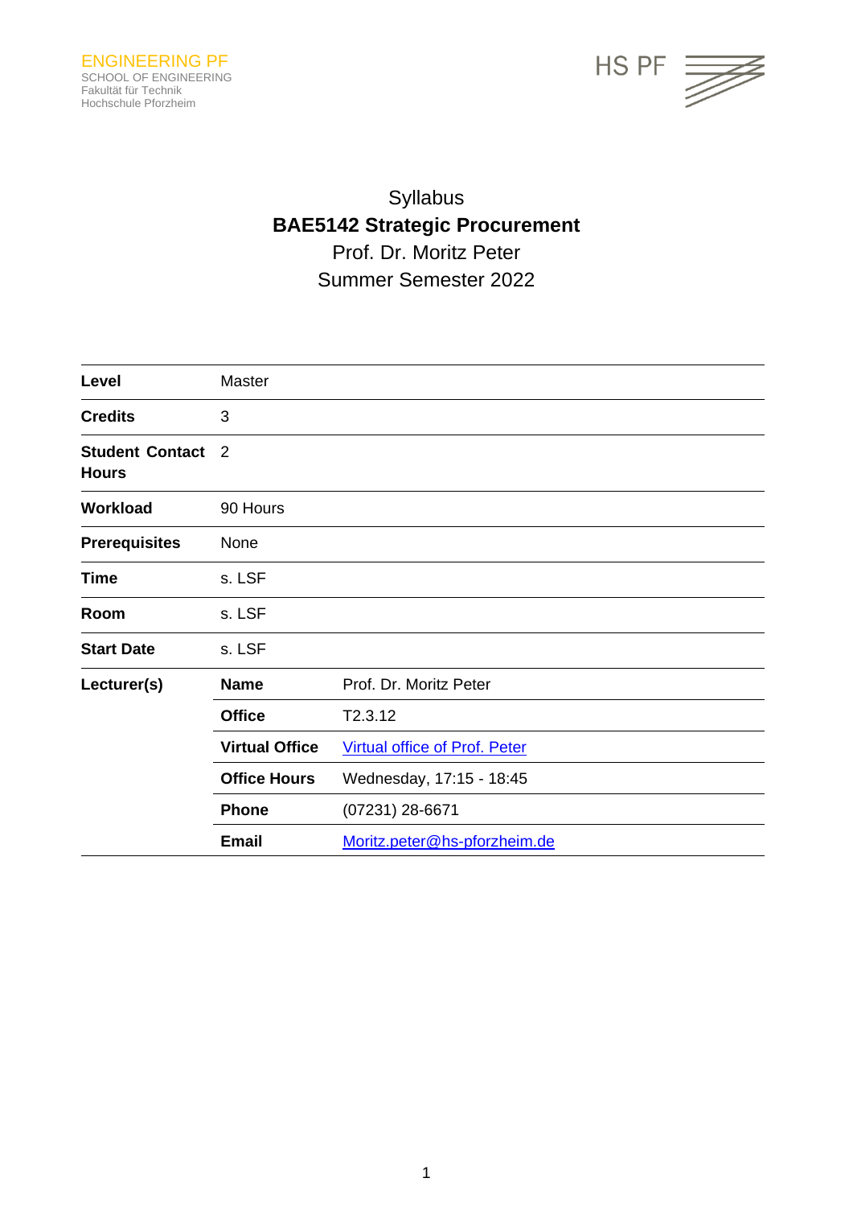ENGINEERING PF
SCHOOL OF ENGINEERING
Fakultät für Technik
Hochschule Pforzheim

HS PF

# Syllabus
# **BAE5142 Strategic Procurement**
Prof. Dr. Moritz Peter
Summer Semester 2022

| | | |
|---|---|---|
| **Level** | Master | |
| **Credits** | 3 | |
| **Student Contact Hours** | 2 | |
| **Workload** | 90 Hours | |
| **Prerequisites** | None | |
| **Time** | s. LSF | |
| **Room** | s. LSF | |
| **Start Date** | s. LSF | |
| **Lecturer(s)** | **Name** | Prof. Dr. Moritz Peter |
| | **Office** | T2.3.12 |
| | **Virtual Office** | Virtual office of Prof. Peter |
| | **Office Hours** | Wednesday, 17:15 - 18:45 |
| | **Phone** | (07231) 28-6671 |
| | **Email** | Moritz.peter@hs-pforzheim.de |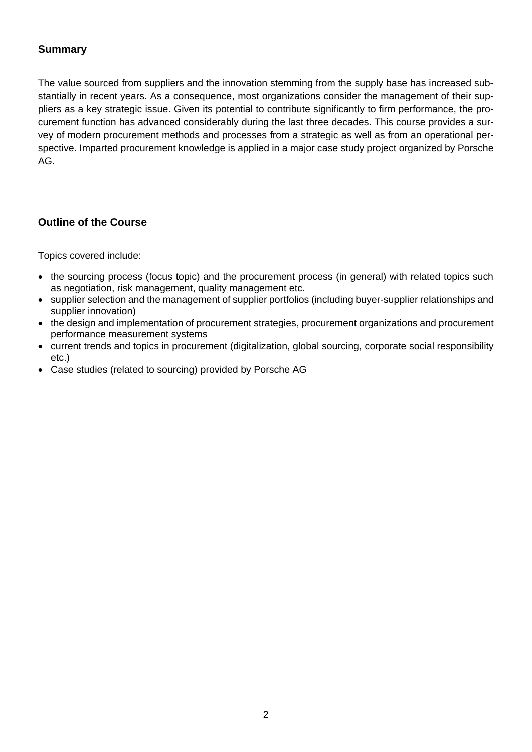## Summary

The value sourced from suppliers and the innovation stemming from the supply base has increased substantially in recent years. As a consequence, most organizations consider the management of their suppliers as a key strategic issue. Given its potential to contribute significantly to firm performance, the procurement function has advanced considerably during the last three decades. This course provides a survey of modern procurement methods and processes from a strategic as well as from an operational perspective. Imparted procurement knowledge is applied in a major case study project organized by Porsche AG.

## Outline of the Course

Topics covered include:

- the sourcing process (focus topic) and the procurement process (in general) with related topics such as negotiation, risk management, quality management etc.
- supplier selection and the management of supplier portfolios (including buyer-supplier relationships and supplier innovation)
- the design and implementation of procurement strategies, procurement organizations and procurement performance measurement systems
- current trends and topics in procurement (digitalization, global sourcing, corporate social responsibility etc.)
- Case studies (related to sourcing) provided by Porsche AG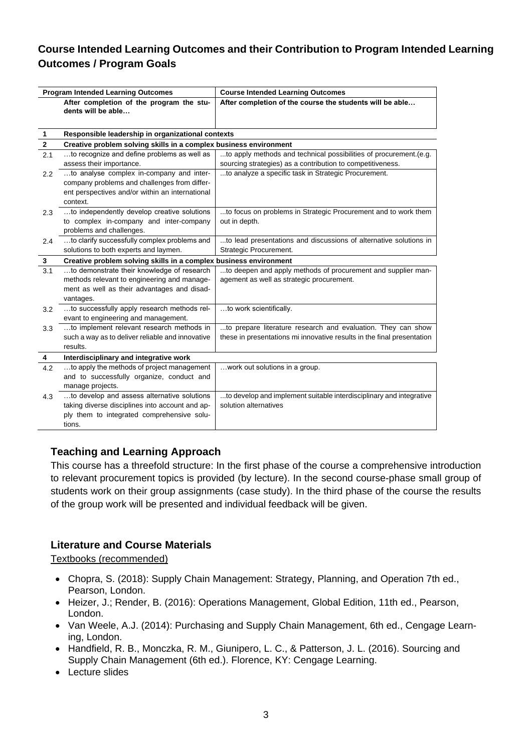## Course Intended Learning Outcomes and their Contribution to Program Intended Learning Outcomes / Program Goals

| | Program Intended Learning Outcomes | Course Intended Learning Outcomes |
|---|---|---|
| | **After completion of the program the students will be able…** | **After completion of the course the students will be able…** |
| **1** | **Responsible leadership in organizational contexts** | |
| **2** | **Creative problem solving skills in a complex business environment** | |
| 2.1 | …to recognize and define problems as well as assess their importance. | ...to apply methods and technical possibilities of procurement.(e.g. sourcing strategies) as a contribution to competitiveness. |
| 2.2 | …to analyse complex in-company and inter-company problems and challenges from different perspectives and/or within an international context. | ...to analyze a specific task in Strategic Procurement. |
| 2.3 | …to independently develop creative solutions to complex in-company and inter-company problems and challenges. | ...to focus on problems in Strategic Procurement and to work them out in depth. |
| 2.4 | …to clarify successfully complex problems and solutions to both experts and laymen. | ...to lead presentations and discussions of alternative solutions in Strategic Procurement. |
| **3** | **Creative problem solving skills in a complex business environment** | |
| 3.1 | …to demonstrate their knowledge of research methods relevant to engineering and management as well as their advantages and disadvantages. | ...to deepen and apply methods of procurement and supplier management as well as strategic procurement. |
| 3.2 | …to successfully apply research methods relevant to engineering and management. | …to work scientifically. |
| 3.3 | …to implement relevant research methods in such a way as to deliver reliable and innovative results. | ...to prepare literature research and evaluation. They can show these in presentations mi innovative results in the final presentation |
| **4** | **Interdisciplinary and integrative work** | |
| 4.2 | …to apply the methods of project management and to successfully organize, conduct and manage projects. | …work out solutions in a group. |
| 4.3 | …to develop and assess alternative solutions taking diverse disciplines into account and apply them to integrated comprehensive solutions. | ...to develop and implement suitable interdisciplinary and integrative solution alternatives |

### Teaching and Learning Approach

This course has a threefold structure: In the first phase of the course a comprehensive introduction to relevant procurement topics is provided (by lecture). In the second course-phase small group of students work on their group assignments (case study). In the third phase of the course the results of the group work will be presented and individual feedback will be given.

### Literature and Course Materials

Textbooks (recommended)

- Chopra, S. (2018): Supply Chain Management: Strategy, Planning, and Operation 7th ed., Pearson, London.
- Heizer, J.; Render, B. (2016): Operations Management, Global Edition, 11th ed., Pearson, London.
- Van Weele, A.J. (2014): Purchasing and Supply Chain Management, 6th ed., Cengage Learning, London.
- Handfield, R. B., Monczka, R. M., Giunipero, L. C., & Patterson, J. L. (2016). Sourcing and Supply Chain Management (6th ed.). Florence, KY: Cengage Learning.
- Lecture slides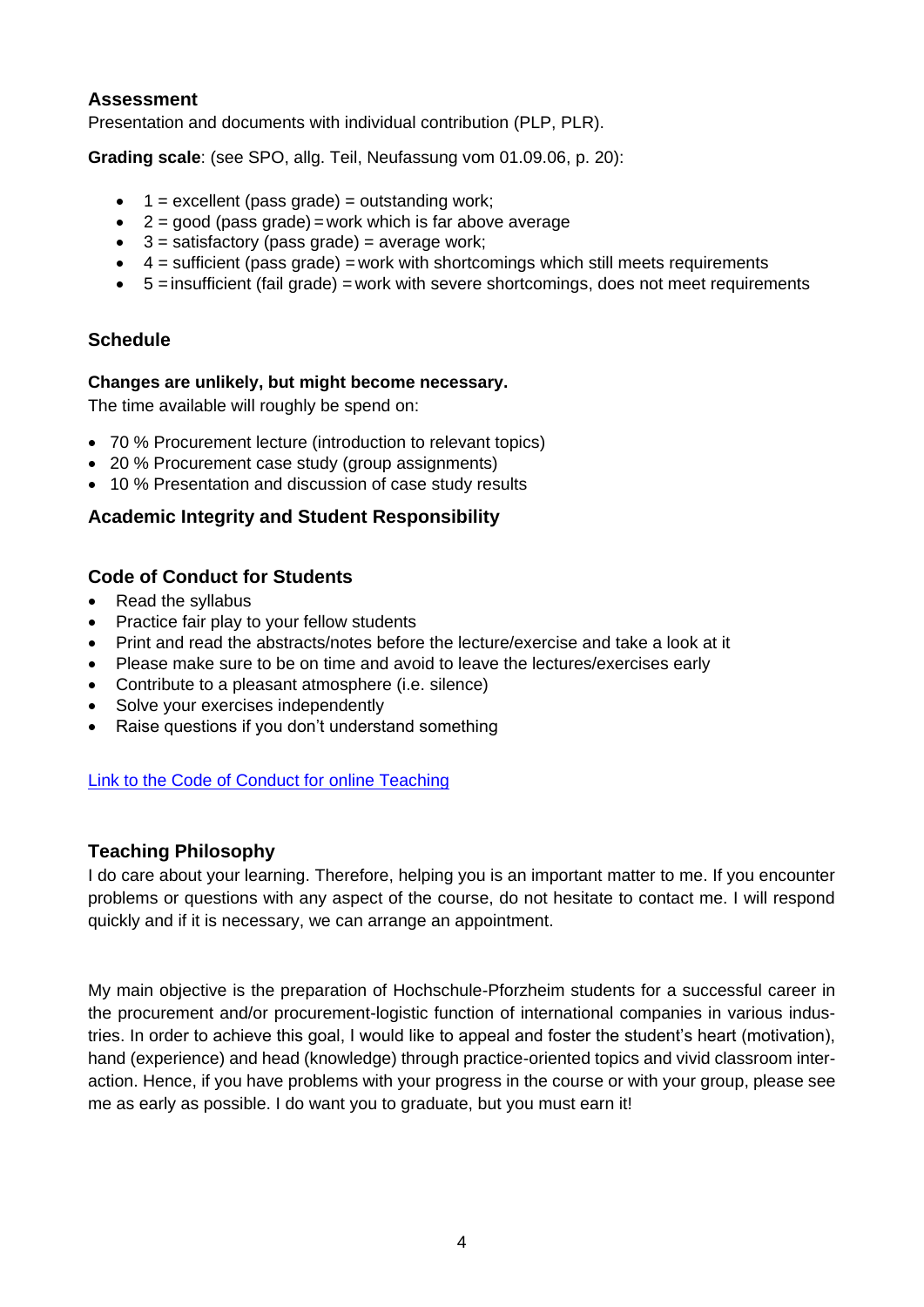## Assessment

Presentation and documents with individual contribution (PLP, PLR).

**Grading scale**: (see SPO, allg. Teil, Neufassung vom 01.09.06, p. 20):

- 1 = excellent (pass grade) = outstanding work;
- 2 = good (pass grade) = work which is far above average
- 3 = satisfactory (pass grade) = average work;
- 4 = sufficient (pass grade) = work with shortcomings which still meets requirements
- 5 = insufficient (fail grade) = work with severe shortcomings, does not meet requirements

## Schedule

**Changes are unlikely, but might become necessary.**

The time available will roughly be spend on:

- 70 % Procurement lecture (introduction to relevant topics)
- 20 % Procurement case study (group assignments)
- 10 % Presentation and discussion of case study results

## Academic Integrity and Student Responsibility

## Code of Conduct for Students

- Read the syllabus
- Practice fair play to your fellow students
- Print and read the abstracts/notes before the lecture/exercise and take a look at it
- Please make sure to be on time and avoid to leave the lectures/exercises early
- Contribute to a pleasant atmosphere (i.e. silence)
- Solve your exercises independently
- Raise questions if you don't understand something

Link to the Code of Conduct for online Teaching

## Teaching Philosophy

I do care about your learning. Therefore, helping you is an important matter to me. If you encounter problems or questions with any aspect of the course, do not hesitate to contact me. I will respond quickly and if it is necessary, we can arrange an appointment.

My main objective is the preparation of Hochschule-Pforzheim students for a successful career in the procurement and/or procurement-logistic function of international companies in various industries. In order to achieve this goal, I would like to appeal and foster the student's heart (motivation), hand (experience) and head (knowledge) through practice-oriented topics and vivid classroom interaction. Hence, if you have problems with your progress in the course or with your group, please see me as early as possible. I do want you to graduate, but you must earn it!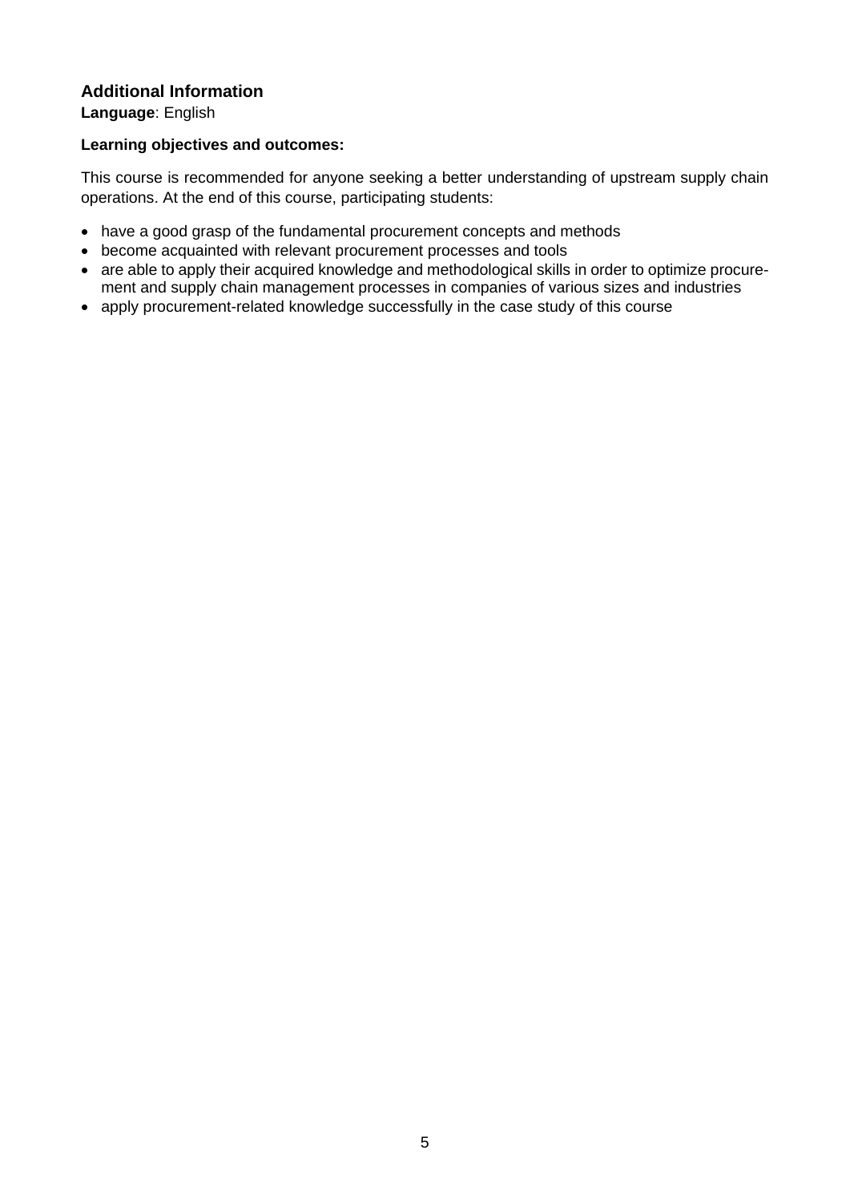## Additional Information

**Language**: English

**Learning objectives and outcomes:**

This course is recommended for anyone seeking a better understanding of upstream supply chain operations. At the end of this course, participating students:

- have a good grasp of the fundamental procurement concepts and methods
- become acquainted with relevant procurement processes and tools
- are able to apply their acquired knowledge and methodological skills in order to optimize procurement and supply chain management processes in companies of various sizes and industries
- apply procurement-related knowledge successfully in the case study of this course